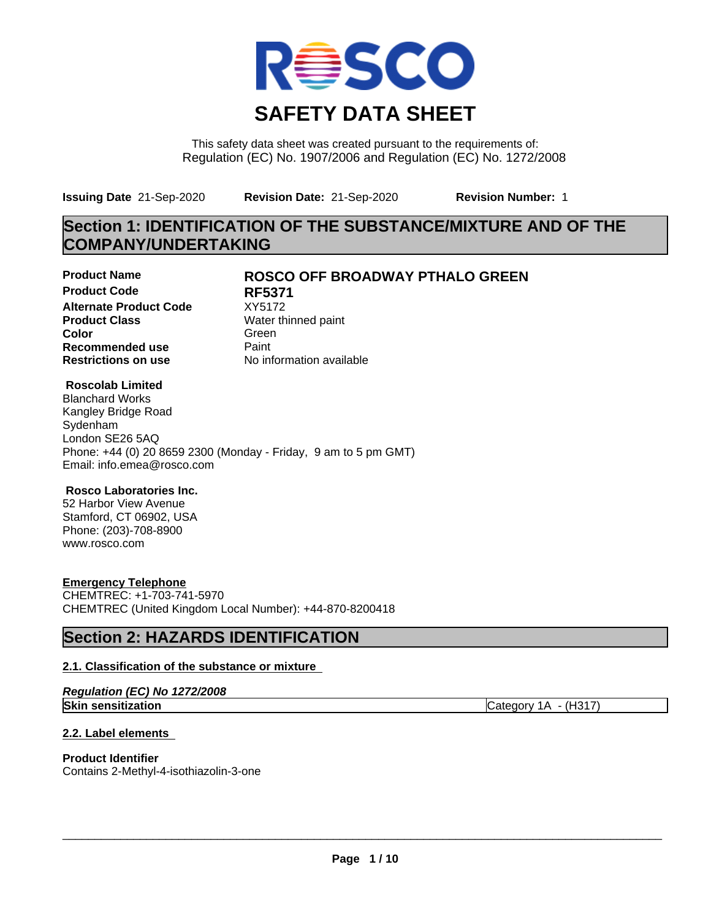# SAFETY DATA SHEET

This safety data sheet was created pursuant to the requirements of:
Regulation (EC) No. 1907/2006 and Regulation (EC) No. 1272/2008

**Issuing Date** 21-Sep-2020 **Revision Date:** 21-Sep-2020 **Revision Number:** 1

## Section 1: IDENTIFICATION OF THE SUBSTANCE/MIXTURE AND OF THE COMPANY/UNDERTAKING

| | |
|---|---|
| **Product Name** | **ROSCO OFF BROADWAY PTHALO GREEN** |
| **Product Code** | **RF5371** |
| **Alternate Product Code** | XY5172 |
| **Product Class** | Water thinned paint |
| **Color** | Green |
| **Recommended use** | Paint |
| **Restrictions on use** | No information available |

**Roscolab Limited**
Blanchard Works
Kangley Bridge Road
Sydenham
London SE26 5AQ
Phone: +44 (0) 20 8659 2300 (Monday - Friday, 9 am to 5 pm GMT)
Email: info.emea@rosco.com

**Rosco Laboratories Inc.**
52 Harbor View Avenue
Stamford, CT 06902, USA
Phone: (203)-708-8900
www.rosco.com

**Emergency Telephone**
CHEMTREC: +1-703-741-5970
CHEMTREC (United Kingdom Local Number): +44-870-8200418

## Section 2: HAZARDS IDENTIFICATION

### 2.1. Classification of the substance or mixture

***Regulation (EC) No 1272/2008***

| | |
|---|---|
| **Skin sensitization** | Category 1A - (H317) |

### 2.2. Label elements

**Product Identifier**
Contains 2-Methyl-4-isothiazolin-3-one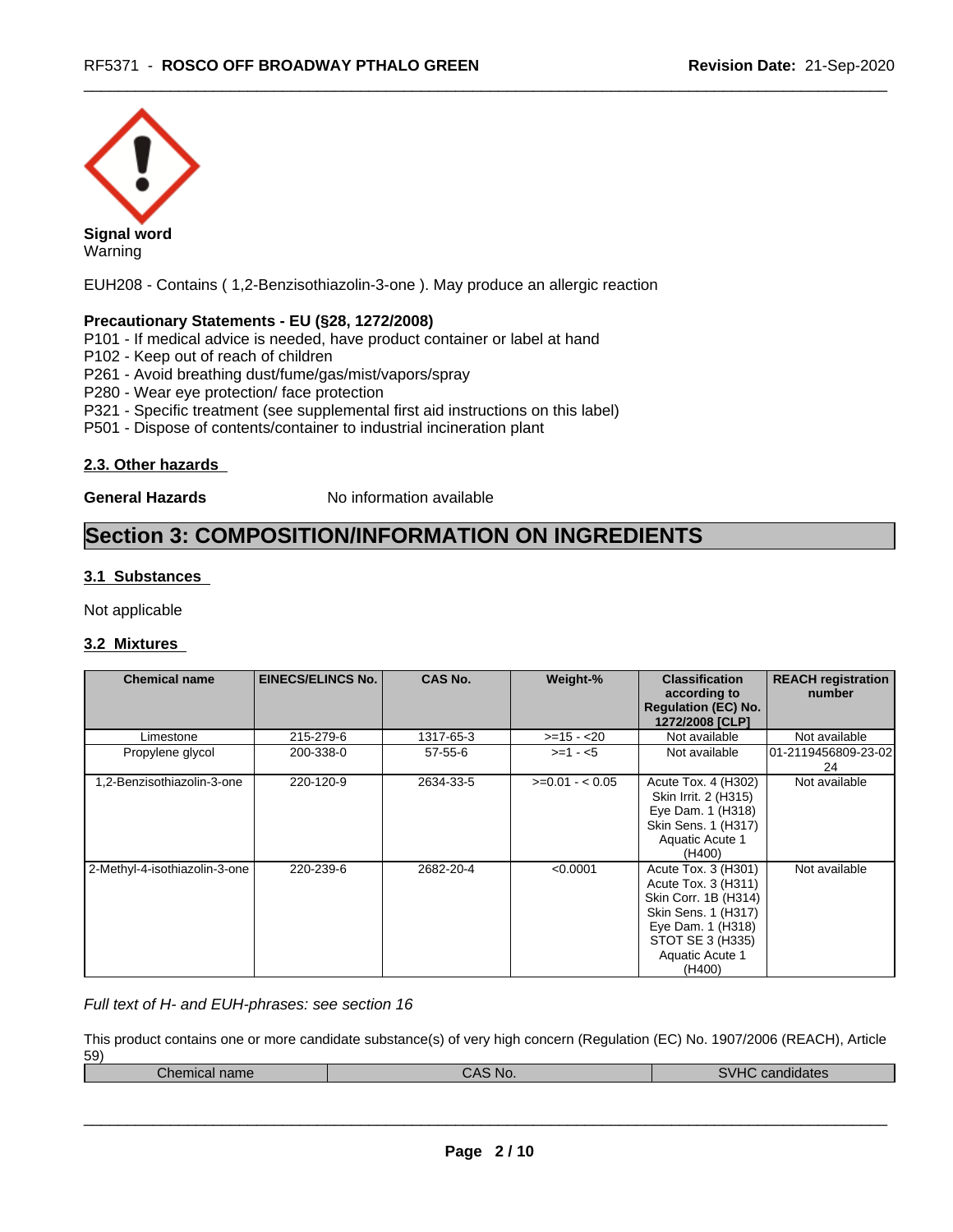**Signal word**
Warning

EUH208 - Contains ( 1,2-Benzisothiazolin-3-one ). May produce an allergic reaction

**Precautionary Statements - EU (§28, 1272/2008)**
P101 - If medical advice is needed, have product container or label at hand
P102 - Keep out of reach of children
P261 - Avoid breathing dust/fume/gas/mist/vapors/spray
P280 - Wear eye protection/ face protection
P321 - Specific treatment (see supplemental first aid instructions on this label)
P501 - Dispose of contents/container to industrial incineration plant

### 2.3. Other hazards

**General Hazards** No information available

## Section 3: COMPOSITION/INFORMATION ON INGREDIENTS

### 3.1 Substances

Not applicable

### 3.2 Mixtures

| Chemical name | EINECS/ELINCS No. | CAS No. | Weight-% | Classification according to Regulation (EC) No. 1272/2008 [CLP] | REACH registration number |
|---|---|---|---|---|---|
| Limestone | 215-279-6 | 1317-65-3 | >=15 - <20 | Not available | Not available |
| Propylene glycol | 200-338-0 | 57-55-6 | >=1 - <5 | Not available | 01-2119456809-23-02 24 |
| 1,2-Benzisothiazolin-3-one | 220-120-9 | 2634-33-5 | >=0.01 - < 0.05 | Acute Tox. 4 (H302) Skin Irrit. 2 (H315) Eye Dam. 1 (H318) Skin Sens. 1 (H317) Aquatic Acute 1 (H400) | Not available |
| 2-Methyl-4-isothiazolin-3-one | 220-239-6 | 2682-20-4 | <0.0001 | Acute Tox. 3 (H301) Acute Tox. 3 (H311) Skin Corr. 1B (H314) Skin Sens. 1 (H317) Eye Dam. 1 (H318) STOT SE 3 (H335) Aquatic Acute 1 (H400) | Not available |

*Full text of H- and EUH-phrases: see section 16*

This product contains one or more candidate substance(s) of very high concern (Regulation (EC) No. 1907/2006 (REACH), Article 59)

| Chemical name | CAS No. | SVHC candidates |
|---|---|---|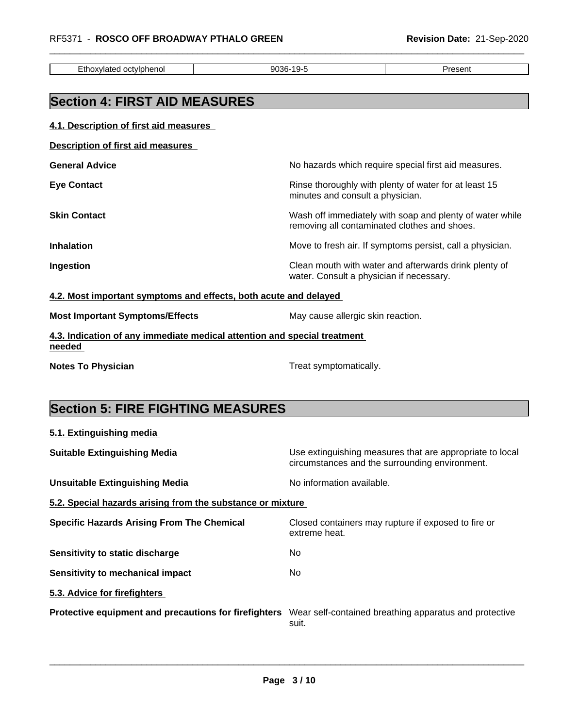| | | |
|---|---|---|
| Ethoxylated octylphenol | 9036-19-5 | Present |

## Section 4: FIRST AID MEASURES

**4.1. Description of first aid measures**

**Description of first aid measures**

**General Advice** No hazards which require special first aid measures.

**Eye Contact** Rinse thoroughly with plenty of water for at least 15 minutes and consult a physician.

**Skin Contact** Wash off immediately with soap and plenty of water while removing all contaminated clothes and shoes.

**Inhalation** Move to fresh air. If symptoms persist, call a physician.

**Ingestion** Clean mouth with water and afterwards drink plenty of water. Consult a physician if necessary.

**4.2. Most important symptoms and effects, both acute and delayed**

**Most Important Symptoms/Effects** May cause allergic skin reaction.

**4.3. Indication of any immediate medical attention and special treatment needed**

**Notes To Physician** Treat symptomatically.

## Section 5: FIRE FIGHTING MEASURES

**5.1. Extinguishing media**

**Suitable Extinguishing Media** Use extinguishing measures that are appropriate to local circumstances and the surrounding environment.

**Unsuitable Extinguishing Media** No information available.

**5.2. Special hazards arising from the substance or mixture**

**Specific Hazards Arising From The Chemical** Closed containers may rupture if exposed to fire or extreme heat.

**Sensitivity to static discharge** No

**Sensitivity to mechanical impact** No

**5.3. Advice for firefighters**

**Protective equipment and precautions for firefighters** Wear self-contained breathing apparatus and protective suit.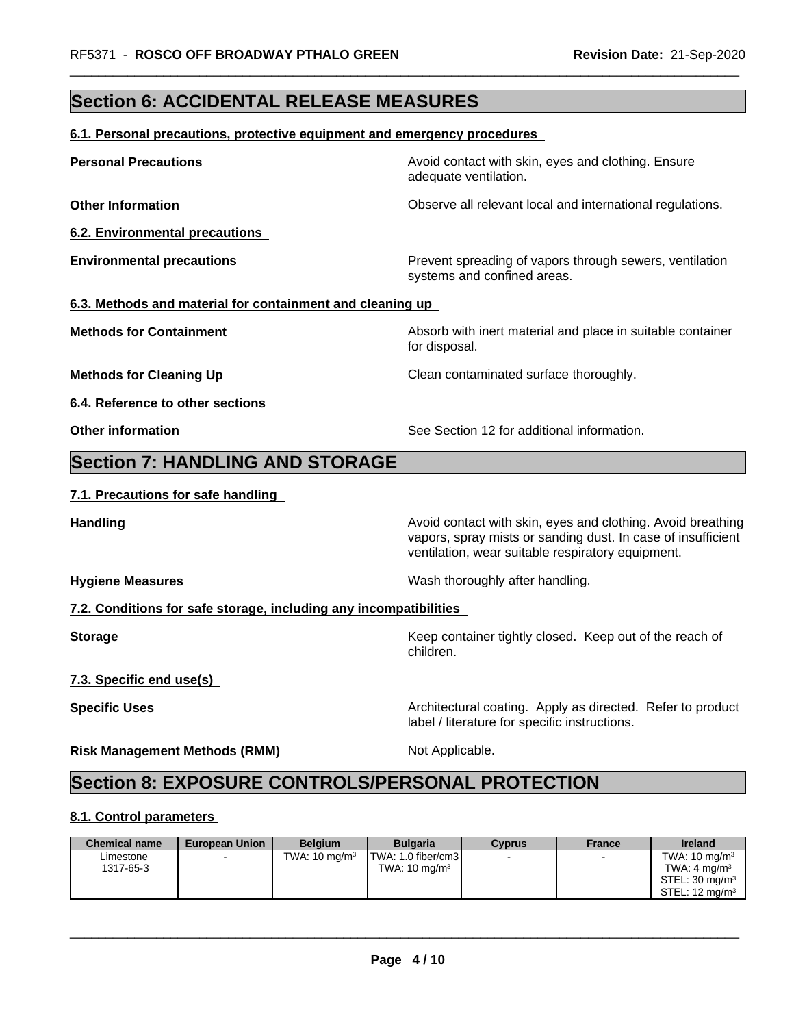## Section 6: ACCIDENTAL RELEASE MEASURES

### 6.1. Personal precautions, protective equipment and emergency procedures

**Personal Precautions** — Avoid contact with skin, eyes and clothing. Ensure adequate ventilation.

**Other Information** — Observe all relevant local and international regulations.

### 6.2. Environmental precautions

**Environmental precautions** — Prevent spreading of vapors through sewers, ventilation systems and confined areas.

### 6.3. Methods and material for containment and cleaning up

**Methods for Containment** — Absorb with inert material and place in suitable container for disposal.

**Methods for Cleaning Up** — Clean contaminated surface thoroughly.

### 6.4. Reference to other sections

**Other information** — See Section 12 for additional information.

## Section 7: HANDLING AND STORAGE

### 7.1. Precautions for safe handling

**Handling** — Avoid contact with skin, eyes and clothing. Avoid breathing vapors, spray mists or sanding dust. In case of insufficient ventilation, wear suitable respiratory equipment.

**Hygiene Measures** — Wash thoroughly after handling.

### 7.2. Conditions for safe storage, including any incompatibilities

**Storage** — Keep container tightly closed. Keep out of the reach of children.

### 7.3. Specific end use(s)

**Specific Uses** — Architectural coating. Apply as directed. Refer to product label / literature for specific instructions.

**Risk Management Methods (RMM)** — Not Applicable.

## Section 8: EXPOSURE CONTROLS/PERSONAL PROTECTION

### 8.1. Control parameters

| Chemical name | European Union | Belgium | Bulgaria | Cyprus | France | Ireland |
|---|---|---|---|---|---|---|
| Limestone<br>1317-65-3 | - | TWA: 10 mg/m³ | TWA: 1.0 fiber/cm3<br>TWA: 10 mg/m³ | - | - | TWA: 10 mg/m³<br>TWA: 4 mg/m³<br>STEL: 30 mg/m³<br>STEL: 12 mg/m³ |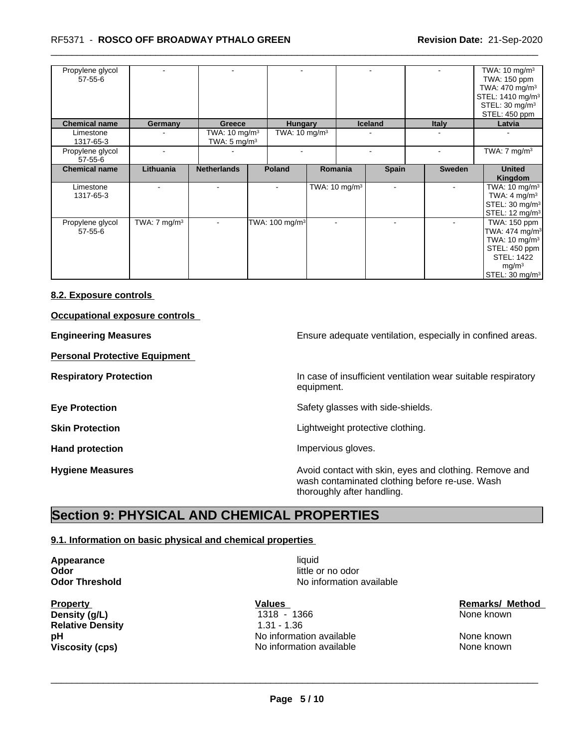| Chemical name | | | | | | |
|---|---|---|---|---|---|---|
| Propylene glycol 57-55-6 | - | - | - | - | - | TWA: 10 mg/m³ TWA: 150 ppm TWA: 470 mg/m³ STEL: 1410 mg/m³ STEL: 30 mg/m³ STEL: 450 ppm |
| **Chemical name** | **Germany** | **Greece** | **Hungary** | **Iceland** | **Italy** | **Latvia** |
| Limestone 1317-65-3 | - | TWA: 10 mg/m³ TWA: 5 mg/m³ | TWA: 10 mg/m³ | - | - | - |
| Propylene glycol 57-55-6 | - | - | - | - | - | TWA: 7 mg/m³ |

| Chemical name | Lithuania | Netherlands | Poland | Romania | Spain | Sweden | United Kingdom |
|---|---|---|---|---|---|---|---|
| Limestone 1317-65-3 | - | - | - | TWA: 10 mg/m³ | - | - | TWA: 10 mg/m³ TWA: 4 mg/m³ STEL: 30 mg/m³ STEL: 12 mg/m³ |
| Propylene glycol 57-55-6 | TWA: 7 mg/m³ | - | TWA: 100 mg/m³ | - | - | - | TWA: 150 ppm TWA: 474 mg/m³ TWA: 10 mg/m³ STEL: 450 ppm STEL: 1422 mg/m³ STEL: 30 mg/m³ |

**8.2. Exposure controls**

**Occupational exposure controls**

**Engineering Measures** Ensure adequate ventilation, especially in confined areas.

**Personal Protective Equipment**

**Respiratory Protection** In case of insufficient ventilation wear suitable respiratory equipment.

**Eye Protection** Safety glasses with side-shields.

**Skin Protection** Lightweight protective clothing.

**Hand protection** Impervious gloves.

**Hygiene Measures** Avoid contact with skin, eyes and clothing. Remove and wash contaminated clothing before re-use. Wash thoroughly after handling.

# Section 9: PHYSICAL AND CHEMICAL PROPERTIES

**9.1. Information on basic physical and chemical properties**

**Appearance** liquid
**Odor** little or no odor
**Odor Threshold** No information available

| Property | Values | Remarks/ Method |
|---|---|---|
| **Density (g/L)** | 1318 - 1366 | None known |
| **Relative Density** | 1.31 - 1.36 | |
| **pH** | No information available | None known |
| **Viscosity (cps)** | No information available | None known |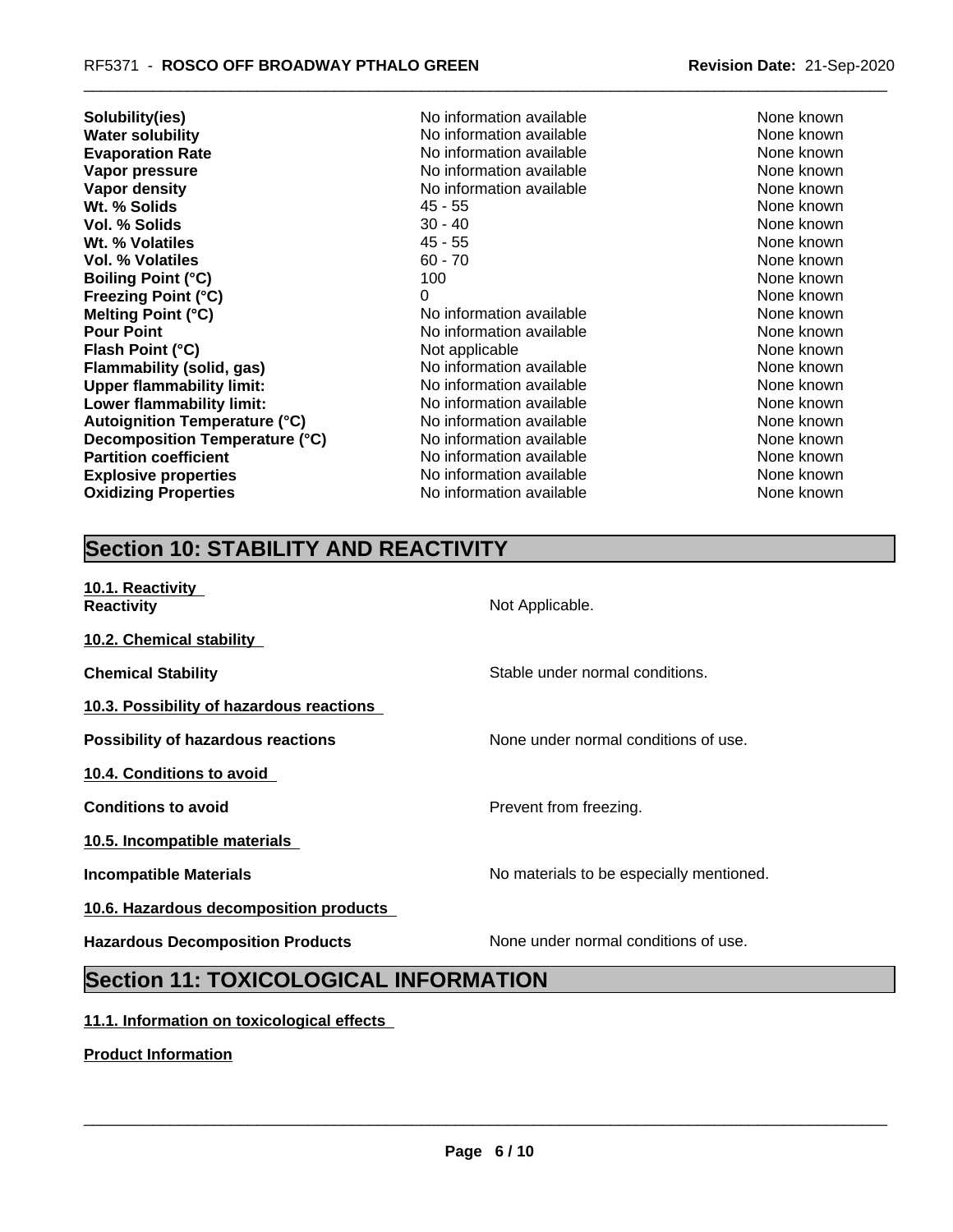| | | |
|---|---|---|
| **Solubility(ies)** | No information available | None known |
| **Water solubility** | No information available | None known |
| **Evaporation Rate** | No information available | None known |
| **Vapor pressure** | No information available | None known |
| **Vapor density** | No information available | None known |
| **Wt. % Solids** | 45 - 55 | None known |
| **Vol. % Solids** | 30 - 40 | None known |
| **Wt. % Volatiles** | 45 - 55 | None known |
| **Vol. % Volatiles** | 60 - 70 | None known |
| **Boiling Point (°C)** | 100 | None known |
| **Freezing Point (°C)** | 0 | None known |
| **Melting Point (°C)** | No information available | None known |
| **Pour Point** | No information available | None known |
| **Flash Point (°C)** | Not applicable | None known |
| **Flammability (solid, gas)** | No information available | None known |
| **Upper flammability limit:** | No information available | None known |
| **Lower flammability limit:** | No information available | None known |
| **Autoignition Temperature (°C)** | No information available | None known |
| **Decomposition Temperature (°C)** | No information available | None known |
| **Partition coefficient** | No information available | None known |
| **Explosive properties** | No information available | None known |
| **Oxidizing Properties** | No information available | None known |

## Section 10: STABILITY AND REACTIVITY

**10.1. Reactivity**

**Reactivity** Not Applicable.

**10.2. Chemical stability**

**Chemical Stability** Stable under normal conditions.

**10.3. Possibility of hazardous reactions**

**Possibility of hazardous reactions** None under normal conditions of use.

**10.4. Conditions to avoid**

**Conditions to avoid** Prevent from freezing.

**10.5. Incompatible materials**

**Incompatible Materials** No materials to be especially mentioned.

**10.6. Hazardous decomposition products**

**Hazardous Decomposition Products** None under normal conditions of use.

## Section 11: TOXICOLOGICAL INFORMATION

**11.1. Information on toxicological effects**

**Product Information**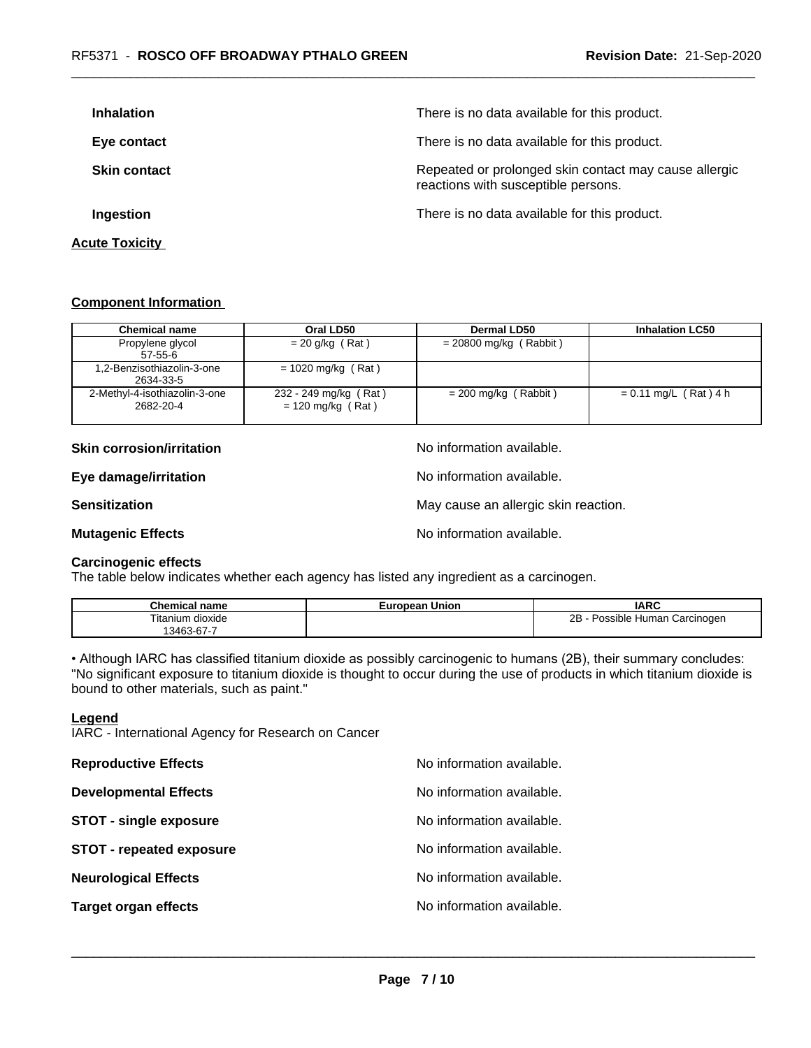**Inhalation** There is no data available for this product.

**Eye contact** There is no data available for this product.

**Skin contact** Repeated or prolonged skin contact may cause allergic reactions with susceptible persons.

**Ingestion** There is no data available for this product.

**Acute Toxicity**

**Component Information**

| Chemical name | Oral LD50 | Dermal LD50 | Inhalation LC50 |
|---|---|---|---|
| Propylene glycol<br>57-55-6 | = 20 g/kg ( Rat ) | = 20800 mg/kg ( Rabbit ) | |
| 1,2-Benzisothiazolin-3-one<br>2634-33-5 | = 1020 mg/kg ( Rat ) | | |
| 2-Methyl-4-isothiazolin-3-one<br>2682-20-4 | 232 - 249 mg/kg ( Rat )<br>= 120 mg/kg ( Rat ) | = 200 mg/kg ( Rabbit ) | = 0.11 mg/L ( Rat ) 4 h |

**Skin corrosion/irritation** No information available.

**Eye damage/irritation** No information available.

**Sensitization** May cause an allergic skin reaction.

**Mutagenic Effects** No information available.

**Carcinogenic effects**

The table below indicates whether each agency has listed any ingredient as a carcinogen.

| Chemical name | European Union | IARC |
|---|---|---|
| Titanium dioxide<br>13463-67-7 | | 2B - Possible Human Carcinogen |

• Although IARC has classified titanium dioxide as possibly carcinogenic to humans (2B), their summary concludes: "No significant exposure to titanium dioxide is thought to occur during the use of products in which titanium dioxide is bound to other materials, such as paint."

**Legend**

IARC - International Agency for Research on Cancer

**Reproductive Effects** No information available.

**Developmental Effects** No information available.

**STOT - single exposure** No information available.

**STOT - repeated exposure** No information available.

**Neurological Effects** No information available.

**Target organ effects** No information available.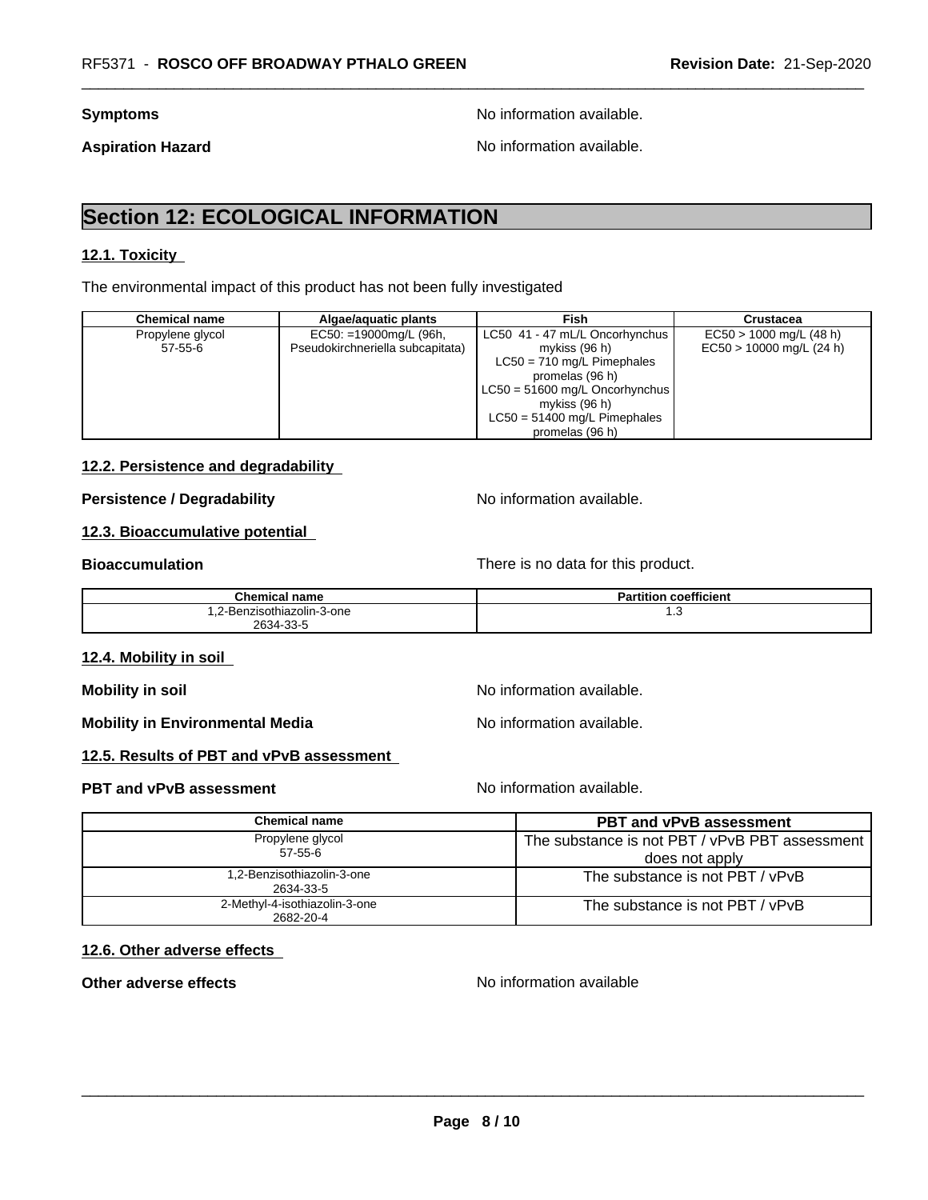**Symptoms** No information available.

**Aspiration Hazard** No information available.

## Section 12: ECOLOGICAL INFORMATION

### 12.1. Toxicity

The environmental impact of this product has not been fully investigated

| Chemical name | Algae/aquatic plants | Fish | Crustacea |
|---|---|---|---|
| Propylene glycol<br>57-55-6 | EC50: =19000mg/L (96h, Pseudokirchneriella subcapitata) | LC50 41 - 47 mL/L Oncorhynchus mykiss (96 h)<br>LC50 = 710 mg/L Pimephales promelas (96 h)<br>LC50 = 51600 mg/L Oncorhynchus mykiss (96 h)<br>LC50 = 51400 mg/L Pimephales promelas (96 h) | EC50 > 1000 mg/L (48 h)<br>EC50 > 10000 mg/L (24 h) |

### 12.2. Persistence and degradability

**Persistence / Degradability** No information available.

### 12.3. Bioaccumulative potential

**Bioaccumulation** There is no data for this product.

| Chemical name | Partition coefficient |
|---|---|
| 1,2-Benzisothiazolin-3-one<br>2634-33-5 | 1.3 |

### 12.4. Mobility in soil

**Mobility in soil** No information available.

**Mobility in Environmental Media** No information available.

### 12.5. Results of PBT and vPvB assessment

**PBT and vPvB assessment** No information available.

| Chemical name | PBT and vPvB assessment |
|---|---|
| Propylene glycol<br>57-55-6 | The substance is not PBT / vPvB PBT assessment does not apply |
| 1,2-Benzisothiazolin-3-one<br>2634-33-5 | The substance is not PBT / vPvB |
| 2-Methyl-4-isothiazolin-3-one<br>2682-20-4 | The substance is not PBT / vPvB |

### 12.6. Other adverse effects

**Other adverse effects** No information available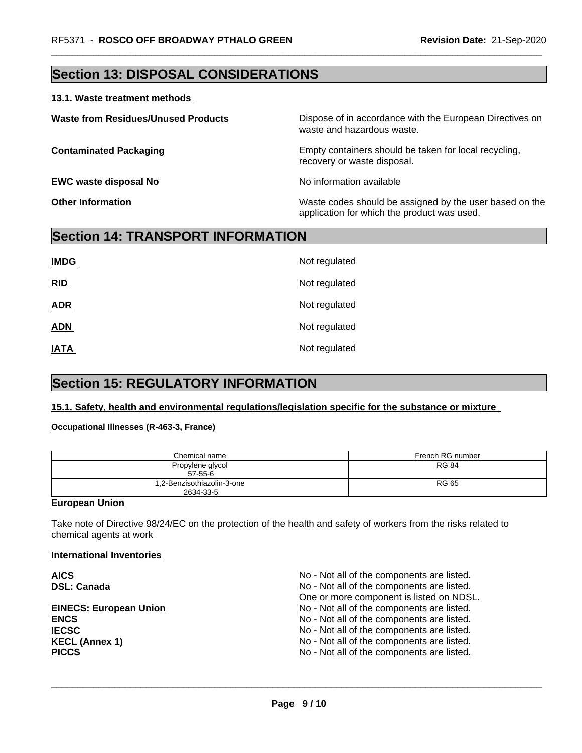## Section 13: DISPOSAL CONSIDERATIONS

### 13.1. Waste treatment methods

**Waste from Residues/Unused Products** Dispose of in accordance with the European Directives on waste and hazardous waste.

**Contaminated Packaging** Empty containers should be taken for local recycling, recovery or waste disposal.

**EWC waste disposal No** No information available

**Other Information** Waste codes should be assigned by the user based on the application for which the product was used.

## Section 14: TRANSPORT INFORMATION

**IMDG** Not regulated

**RID** Not regulated

**ADR** Not regulated

**ADN** Not regulated

**IATA** Not regulated

## Section 15: REGULATORY INFORMATION

### 15.1. Safety, health and environmental regulations/legislation specific for the substance or mixture

**Occupational Illnesses (R-463-3, France)**

| Chemical name | French RG number |
|---|---|
| Propylene glycol<br>57-55-6 | RG 84 |
| 1,2-Benzisothiazolin-3-one<br>2634-33-5 | RG 65 |

**European Union**

Take note of Directive 98/24/EC on the protection of the health and safety of workers from the risks related to chemical agents at work

**International Inventories**

**AICS** No - Not all of the components are listed.
**DSL: Canada** No - Not all of the components are listed.
One or more component is listed on NDSL.
**EINECS: European Union** No - Not all of the components are listed.
**ENCS** No - Not all of the components are listed.
**IECSC** No - Not all of the components are listed.
**KECL (Annex 1)** No - Not all of the components are listed.
**PICCS** No - Not all of the components are listed.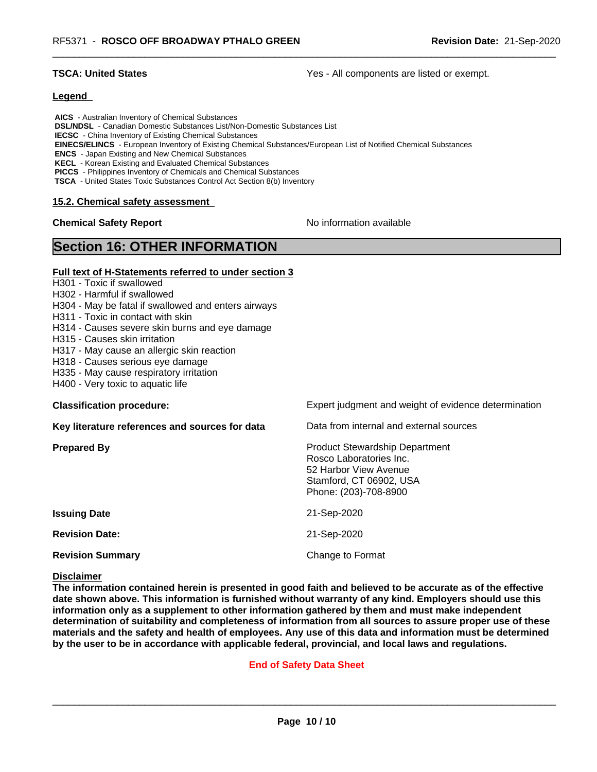| | |
|---|---|
| **TSCA: United States** | Yes - All components are listed or exempt. |

**Legend**

**AICS** - Australian Inventory of Chemical Substances
**DSL/NDSL** - Canadian Domestic Substances List/Non-Domestic Substances List
**IECSC** - China Inventory of Existing Chemical Substances
**EINECS/ELINCS** - European Inventory of Existing Chemical Substances/European List of Notified Chemical Substances
**ENCS** - Japan Existing and New Chemical Substances
**KECL** - Korean Existing and Evaluated Chemical Substances
**PICCS** - Philippines Inventory of Chemicals and Chemical Substances
**TSCA** - United States Toxic Substances Control Act Section 8(b) Inventory

**15.2. Chemical safety assessment**

| | |
|---|---|
| **Chemical Safety Report** | No information available |

## Section 16: OTHER INFORMATION

**Full text of H-Statements referred to under section 3**

H301 - Toxic if swallowed
H302 - Harmful if swallowed
H304 - May be fatal if swallowed and enters airways
H311 - Toxic in contact with skin
H314 - Causes severe skin burns and eye damage
H315 - Causes skin irritation
H317 - May cause an allergic skin reaction
H318 - Causes serious eye damage
H335 - May cause respiratory irritation
H400 - Very toxic to aquatic life

| | |
|---|---|
| **Classification procedure:** | Expert judgment and weight of evidence determination |
| **Key literature references and sources for data** | Data from internal and external sources |
| **Prepared By** | Product Stewardship Department<br>Rosco Laboratories Inc.<br>52 Harbor View Avenue<br>Stamford, CT 06902, USA<br>Phone: (203)-708-8900 |
| **Issuing Date** | 21-Sep-2020 |
| **Revision Date:** | 21-Sep-2020 |
| **Revision Summary** | Change to Format |

**Disclaimer**

**The information contained herein is presented in good faith and believed to be accurate as of the effective date shown above. This information is furnished without warranty of any kind. Employers should use this information only as a supplement to other information gathered by them and must make independent determination of suitability and completeness of information from all sources to assure proper use of these materials and the safety and health of employees. Any use of this data and information must be determined by the user to be in accordance with applicable federal, provincial, and local laws and regulations.**

**End of Safety Data Sheet**